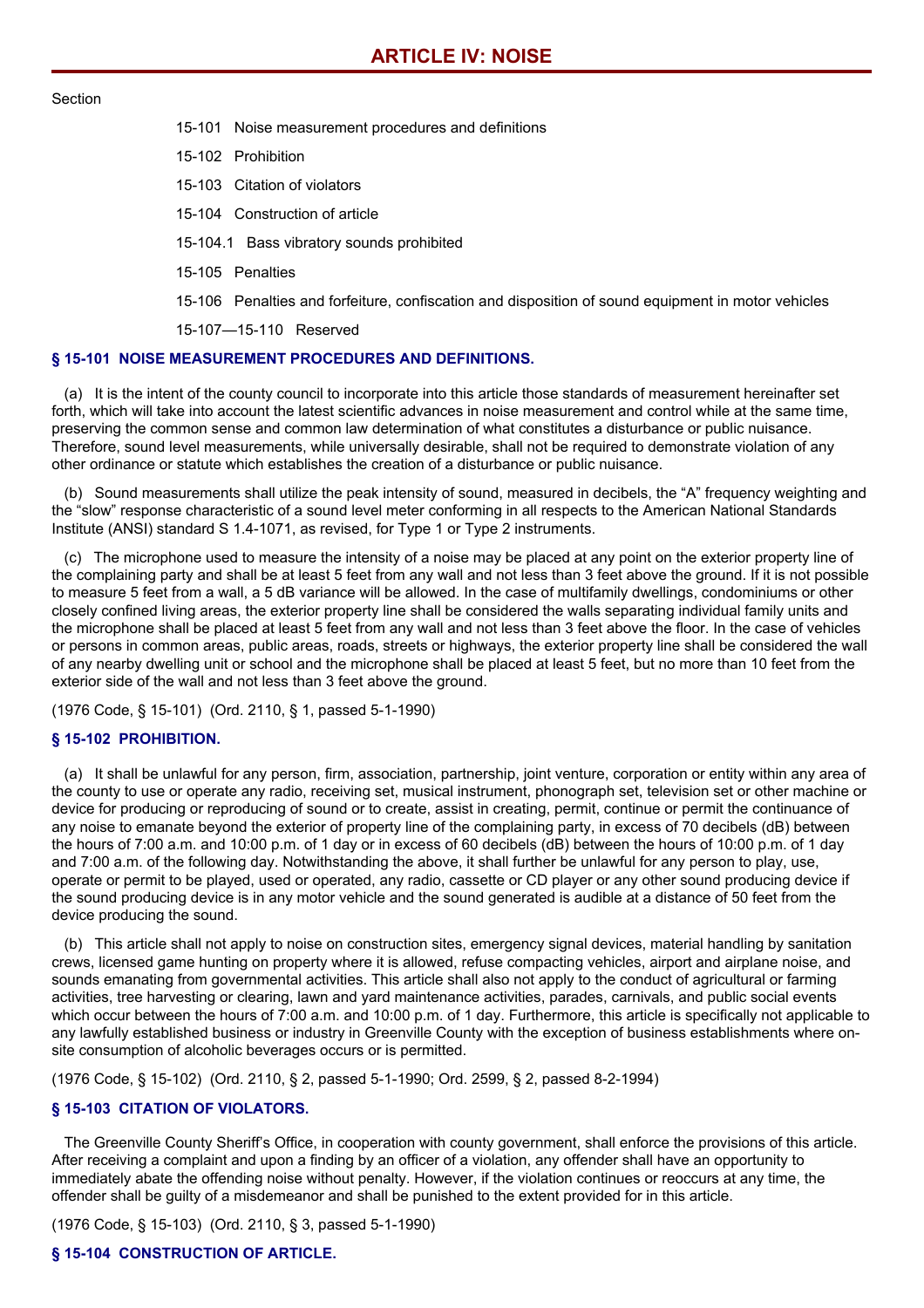# ARTICLE IV: NOISE

Section

15-101 Noise measurement procedures and definitions

15-102 Prohibition

15-103 Citation of violators

15-104 Construction of article

15-104.1 Bass vibratory sounds prohibited

15-105 Penalties

15-106 Penalties and forfeiture, confiscation and disposition of sound equipment in motor vehicles

15-107—15-110 Reserved

### § 15-101 NOISE MEASUREMENT PROCEDURES AND DEFINITIONS.

(a) It is the intent of the county council to incorporate into this article those standards of measurement hereinafter set forth, which will take into account the latest scientific advances in noise measurement and control while at the same time, preserving the common sense and common law determination of what constitutes a disturbance or public nuisance. Therefore, sound level measurements, while universally desirable, shall not be required to demonstrate violation of any other ordinance or statute which establishes the creation of a disturbance or public nuisance.

(b) Sound measurements shall utilize the peak intensity of sound, measured in decibels, the "A" frequency weighting and the "slow" response characteristic of a sound level meter conforming in all respects to the American National Standards Institute (ANSI) standard S 1.4-1071, as revised, for Type 1 or Type 2 instruments.

(c) The microphone used to measure the intensity of a noise may be placed at any point on the exterior property line of the complaining party and shall be at least 5 feet from any wall and not less than 3 feet above the ground. If it is not possible to measure 5 feet from a wall, a 5 dB variance will be allowed. In the case of multifamily dwellings, condominiums or other closely confined living areas, the exterior property line shall be considered the walls separating individual family units and the microphone shall be placed at least 5 feet from any wall and not less than 3 feet above the floor. In the case of vehicles or persons in common areas, public areas, roads, streets or highways, the exterior property line shall be considered the wall of any nearby dwelling unit or school and the microphone shall be placed at least 5 feet, but no more than 10 feet from the exterior side of the wall and not less than 3 feet above the ground.

(1976 Code, § 15-101) (Ord. 2110, § 1, passed 5-1-1990)

### § 15-102 PROHIBITION.

(a) It shall be unlawful for any person, firm, association, partnership, joint venture, corporation or entity within any area of the county to use or operate any radio, receiving set, musical instrument, phonograph set, television set or other machine or device for producing or reproducing of sound or to create, assist in creating, permit, continue or permit the continuance of any noise to emanate beyond the exterior of property line of the complaining party, in excess of 70 decibels (dB) between the hours of 7:00 a.m. and 10:00 p.m. of 1 day or in excess of 60 decibels (dB) between the hours of 10:00 p.m. of 1 day and 7:00 a.m. of the following day. Notwithstanding the above, it shall further be unlawful for any person to play, use, operate or permit to be played, used or operated, any radio, cassette or CD player or any other sound producing device if the sound producing device is in any motor vehicle and the sound generated is audible at a distance of 50 feet from the device producing the sound.

(b) This article shall not apply to noise on construction sites, emergency signal devices, material handling by sanitation crews, licensed game hunting on property where it is allowed, refuse compacting vehicles, airport and airplane noise, and sounds emanating from governmental activities. This article shall also not apply to the conduct of agricultural or farming activities, tree harvesting or clearing, lawn and yard maintenance activities, parades, carnivals, and public social events which occur between the hours of 7:00 a.m. and 10:00 p.m. of 1 day. Furthermore, this article is specifically not applicable to any lawfully established business or industry in Greenville County with the exception of business establishments where on-site consumption of alcoholic beverages occurs or is permitted.

(1976 Code, § 15-102) (Ord. 2110, § 2, passed 5-1-1990; Ord. 2599, § 2, passed 8-2-1994)

### § 15-103 CITATION OF VIOLATORS.

The Greenville County Sheriff's Office, in cooperation with county government, shall enforce the provisions of this article. After receiving a complaint and upon a finding by an officer of a violation, any offender shall have an opportunity to immediately abate the offending noise without penalty. However, if the violation continues or reoccurs at any time, the offender shall be guilty of a misdemeanor and shall be punished to the extent provided for in this article.

(1976 Code, § 15-103) (Ord. 2110, § 3, passed 5-1-1990)

### § 15-104 CONSTRUCTION OF ARTICLE.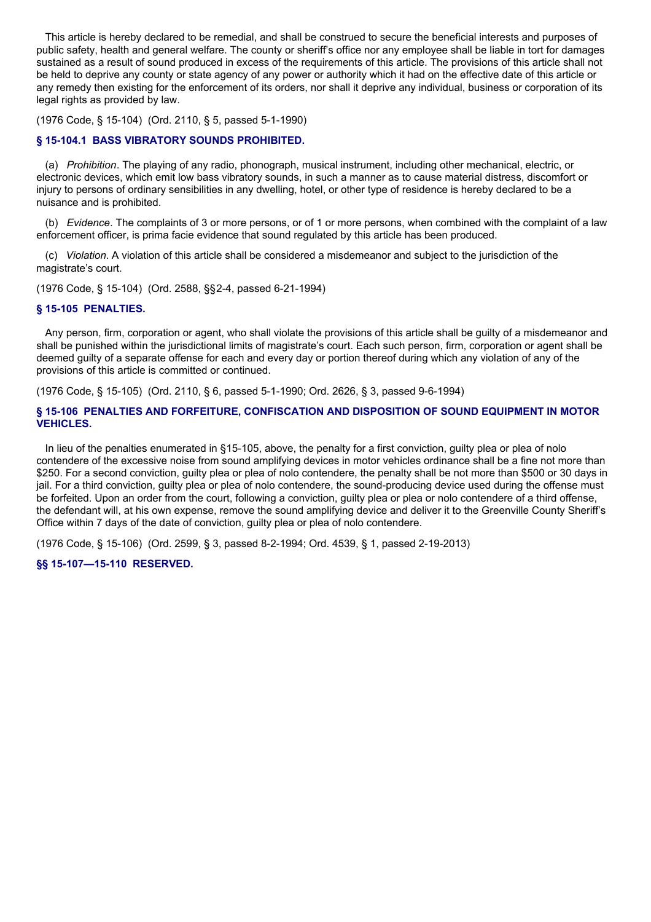This article is hereby declared to be remedial, and shall be construed to secure the beneficial interests and purposes of public safety, health and general welfare. The county or sheriff's office nor any employee shall be liable in tort for damages sustained as a result of sound produced in excess of the requirements of this article. The provisions of this article shall not be held to deprive any county or state agency of any power or authority which it had on the effective date of this article or any remedy then existing for the enforcement of its orders, nor shall it deprive any individual, business or corporation of its legal rights as provided by law.

(1976 Code, § 15-104) (Ord. 2110, § 5, passed 5-1-1990)

### § 15-104.1 BASS VIBRATORY SOUNDS PROHIBITED.

(a) *Prohibition*. The playing of any radio, phonograph, musical instrument, including other mechanical, electric, or electronic devices, which emit low bass vibratory sounds, in such a manner as to cause material distress, discomfort or injury to persons of ordinary sensibilities in any dwelling, hotel, or other type of residence is hereby declared to be a nuisance and is prohibited.

(b) *Evidence*. The complaints of 3 or more persons, or of 1 or more persons, when combined with the complaint of a law enforcement officer, is prima facie evidence that sound regulated by this article has been produced.

(c) *Violation*. A violation of this article shall be considered a misdemeanor and subject to the jurisdiction of the magistrate's court.

(1976 Code, § 15-104) (Ord. 2588, §§2-4, passed 6-21-1994)

### § 15-105 PENALTIES.

Any person, firm, corporation or agent, who shall violate the provisions of this article shall be guilty of a misdemeanor and shall be punished within the jurisdictional limits of magistrate's court. Each such person, firm, corporation or agent shall be deemed guilty of a separate offense for each and every day or portion thereof during which any violation of any of the provisions of this article is committed or continued.

(1976 Code, § 15-105) (Ord. 2110, § 6, passed 5-1-1990; Ord. 2626, § 3, passed 9-6-1994)

### § 15-106 PENALTIES AND FORFEITURE, CONFISCATION AND DISPOSITION OF SOUND EQUIPMENT IN MOTOR VEHICLES.

In lieu of the penalties enumerated in §15-105, above, the penalty for a first conviction, guilty plea or plea of nolo contendere of the excessive noise from sound amplifying devices in motor vehicles ordinance shall be a fine not more than $250. For a second conviction, guilty plea or plea of nolo contendere, the penalty shall be not more than $500 or 30 days in jail. For a third conviction, guilty plea or plea of nolo contendere, the sound-producing device used during the offense must be forfeited. Upon an order from the court, following a conviction, guilty plea or plea or nolo contendere of a third offense, the defendant will, at his own expense, remove the sound amplifying device and deliver it to the Greenville County Sheriff's Office within 7 days of the date of conviction, guilty plea or plea of nolo contendere.

(1976 Code, § 15-106) (Ord. 2599, § 3, passed 8-2-1994; Ord. 4539, § 1, passed 2-19-2013)

### §§ 15-107—15-110 RESERVED.